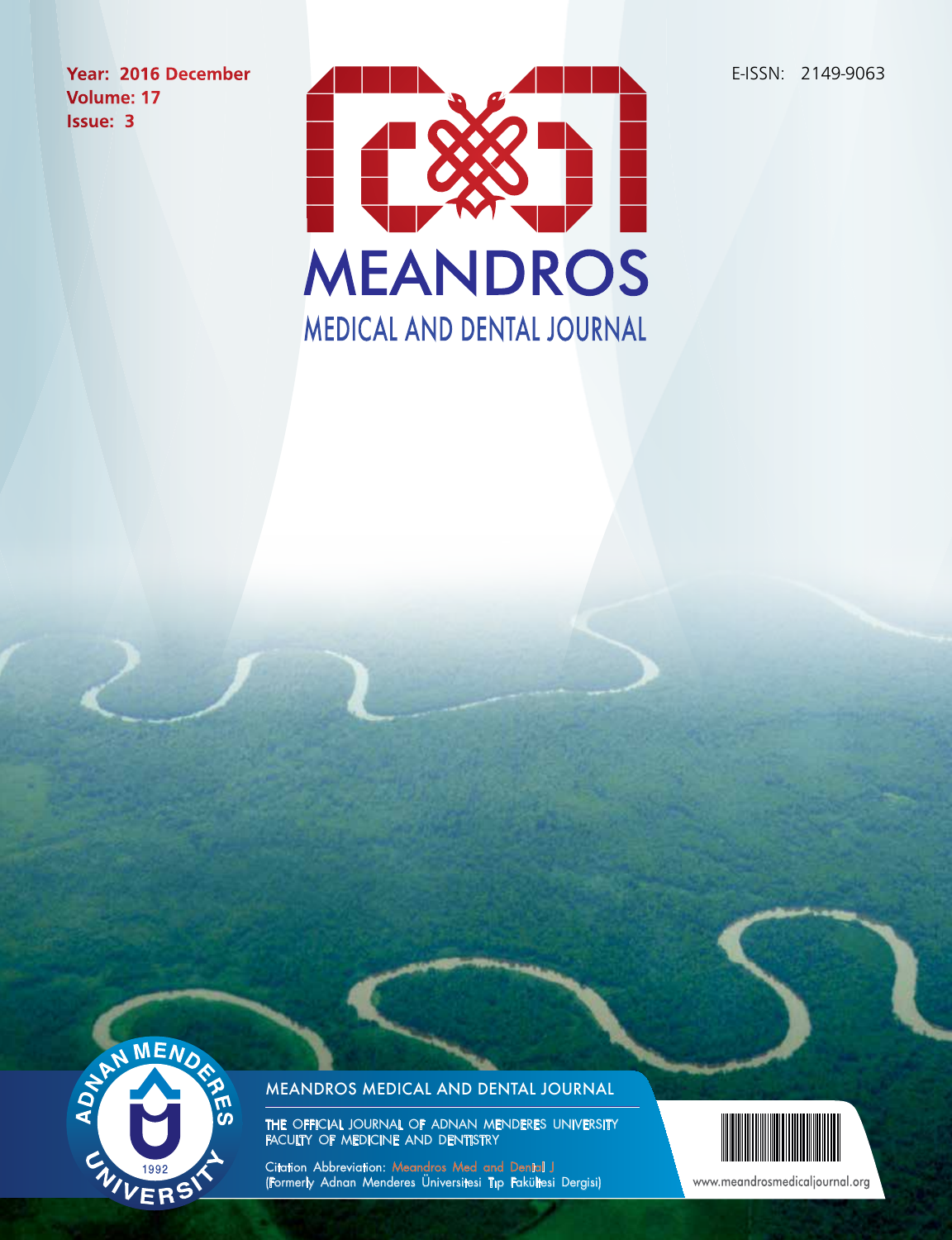Year: 2016 December
Volume: 17
Issue: 3

E-ISSN: 2149-9063

# MEANDROS

## MEDICAL AND DENTAL JOURNAL

ADNAN MENDERES UNIVERSITY 1992

MEANDROS MEDICAL AND DENTAL JOURNAL

THE OFFICIAL JOURNAL OF ADNAN MENDERES UNIVERSITY FACULTY OF MEDICINE AND DENTISTRY

Citation Abbreviation: Meandros Med and Dental J
(Formerly Adnan Menderes Üniversitesi Tıp Fakültesi Dergisi)

www.meandrosmedicaljournal.org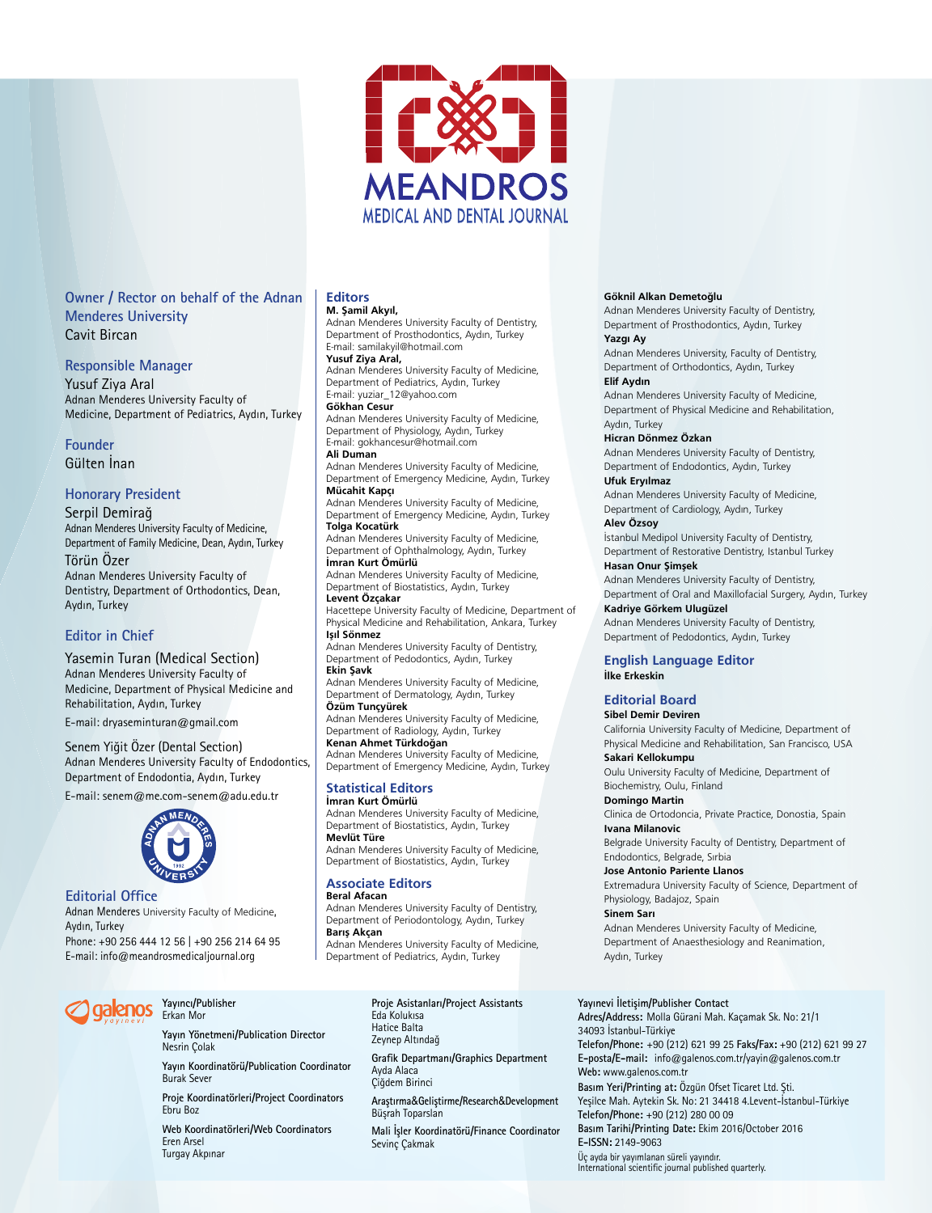# MEANDROS
MEDICAL AND DENTAL JOURNAL

### Owner / Rector on behalf of the Adnan Menderes University
Cavit Bircan

### Responsible Manager
Yusuf Ziya Aral
Adnan Menderes University Faculty of Medicine, Department of Pediatrics, Aydın, Turkey

### Founder
Gülten İnan

### Honorary President
Serpil Demirağ
Adnan Menderes University Faculty of Medicine, Department of Family Medicine, Dean, Aydın, Turkey

Törün Özer
Adnan Menderes University Faculty of Dentistry, Department of Orthodontics, Dean, Aydın, Turkey

### Editor in Chief
Yasemin Turan (Medical Section)
Adnan Menderes University Faculty of Medicine, Department of Physical Medicine and Rehabilitation, Aydın, Turkey
E-mail: dryaseminturan@gmail.com

Senem Yiğit Özer (Dental Section)
Adnan Menderes University Faculty of Endodontics, Department of Endodontia, Aydın, Turkey
E-mail: senem@me.com-senem@adu.edu.tr

### Editorial Office
Adnan Menderes University Faculty of Medicine, Aydın, Turkey
Phone: +90 256 444 12 56 | +90 256 214 64 95
E-mail: info@meandrosmedicaljournal.org

### Editors
**M. Şamil Akyıl,**
Adnan Menderes University Faculty of Dentistry, Department of Prosthodontics, Aydın, Turkey
E-mail: samilakyil@hotmail.com

**Yusuf Ziya Aral,**
Adnan Menderes University Faculty of Medicine, Department of Pediatrics, Aydın, Turkey
E-mail: yuziar_12@yahoo.com

**Gökhan Cesur**
Adnan Menderes University Faculty of Medicine, Department of Physiology, Aydın, Turkey
E-mail: gokhancesur@hotmail.com

**Ali Duman**
Adnan Menderes University Faculty of Medicine, Department of Emergency Medicine, Aydın, Turkey

**Mücahit Kapçı**
Adnan Menderes University Faculty of Medicine, Department of Emergency Medicine, Aydın, Turkey

**Tolga Kocatürk**
Adnan Menderes University Faculty of Medicine, Department of Ophthalmology, Aydın, Turkey

**İmran Kurt Ömürlü**
Adnan Menderes University Faculty of Medicine, Department of Biostatistics, Aydın, Turkey

**Levent Özçakar**
Hacettepe University Faculty of Medicine, Department of Physical Medicine and Rehabilitation, Ankara, Turkey

**Işıl Sönmez**
Adnan Menderes University Faculty of Dentistry, Department of Pedodontics, Aydın, Turkey

**Ekin Şavk**
Adnan Menderes University Faculty of Medicine, Department of Dermatology, Aydın, Turkey

**Özüm Tunçyürek**
Adnan Menderes University Faculty of Medicine, Department of Radiology, Aydın, Turkey

**Kenan Ahmet Türkdoğan**
Adnan Menderes University Faculty of Medicine, Department of Emergency Medicine, Aydın, Turkey

### Statistical Editors
**İmran Kurt Ömürlü**
Adnan Menderes University Faculty of Medicine, Department of Biostatistics, Aydın, Turkey

**Mevlüt Türe**
Adnan Menderes University Faculty of Medicine, Department of Biostatistics, Aydın, Turkey

### Associate Editors
**Beral Afacan**
Adnan Menderes University Faculty of Dentistry, Department of Periodontology, Aydın, Turkey

**Barış Akçan**
Adnan Menderes University Faculty of Medicine, Department of Pediatrics, Aydın, Turkey

**Göknil Alkan Demetoğlu**
Adnan Menderes University Faculty of Dentistry, Department of Prosthodontics, Aydın, Turkey

**Yazgı Ay**
Adnan Menderes University, Faculty of Dentistry, Department of Orthodontics, Aydın, Turkey

**Elif Aydın**
Adnan Menderes University Faculty of Medicine, Department of Physical Medicine and Rehabilitation, Aydın, Turkey

**Hicran Dönmez Özkan**
Adnan Menderes University Faculty of Dentistry, Department of Endodontics, Aydın, Turkey

**Ufuk Eryılmaz**
Adnan Menderes University Faculty of Medicine, Department of Cardiology, Aydın, Turkey

**Alev Özsoy**
İstanbul Medipol University Faculty of Dentistry, Department of Restorative Dentistry, Istanbul Turkey

**Hasan Onur Şimşek**
Adnan Menderes University Faculty of Dentistry, Department of Oral and Maxillofacial Surgery, Aydın, Turkey

**Kadriye Görkem Ulugüzel**
Adnan Menderes University Faculty of Dentistry, Department of Pedodontics, Aydın, Turkey

### English Language Editor
**İlke Erkeskin**

### Editorial Board
**Sibel Demir Deviren**
California University Faculty of Medicine, Department of Physical Medicine and Rehabilitation, San Francisco, USA

**Sakari Kellokumpu**
Oulu University Faculty of Medicine, Department of Biochemistry, Oulu, Finland

**Domingo Martin**
Clinica de Ortodoncia, Private Practice, Donostia, Spain

**Ivana Milanovic**
Belgrade University Faculty of Dentistry, Department of Endodontics, Belgrade, Sirbia

**Jose Antonio Pariente Llanos**
Extremadura University Faculty of Science, Department of Physiology, Badajoz, Spain

**Sinem Sarı**
Adnan Menderes University Faculty of Medicine, Department of Anaesthesiology and Reanimation, Aydın, Turkey

---

galenos yayınevi

**Yayıncı/Publisher**
Erkan Mor

**Yayın Yönetmeni/Publication Director**
Nesrin Çolak

**Yayın Koordinatörü/Publication Coordinator**
Burak Sever

**Proje Koordinatörleri/Project Coordinators**
Ebru Boz

**Web Koordinatörleri/Web Coordinators**
Eren Arsel
Turgay Akpınar

**Proje Asistanları/Project Assistants**
Eda Kolukısa
Hatice Balta
Zeynep Altındağ

**Grafik Departmanı/Graphics Department**
Ayda Alaca
Çiğdem Birinci

**Araştırma&Geliştirme/Research&Development**
Büşrah Toparslan

**Mali İşler Koordinatörü/Finance Coordinator**
Sevinç Çakmak

**Yayınevi İletişim/Publisher Contact**
**Adres/Address:** Molla Gürani Mah. Kaçamak Sk. No: 21/1 34093 İstanbul-Türkiye
**Telefon/Phone:** +90 (212) 621 99 25 **Faks/Fax:** +90 (212) 621 99 27
**E-posta/E-mail:** info@galenos.com.tr/yayin@galenos.com.tr
**Web:** www.galenos.com.tr
**Basım Yeri/Printing at:** Özgün Ofset Ticaret Ltd. Şti.
Yeşilce Mah. Aytekin Sk. No: 21 34418 4.Levent-İstanbul-Türkiye
**Telefon/Phone:** +90 (212) 280 00 09
**Basım Tarihi/Printing Date:** Ekim 2016/October 2016
**E-ISSN:** 2149-9063
Üç ayda bir yayımlanan süreli yayındır.
International scientific journal published quarterly.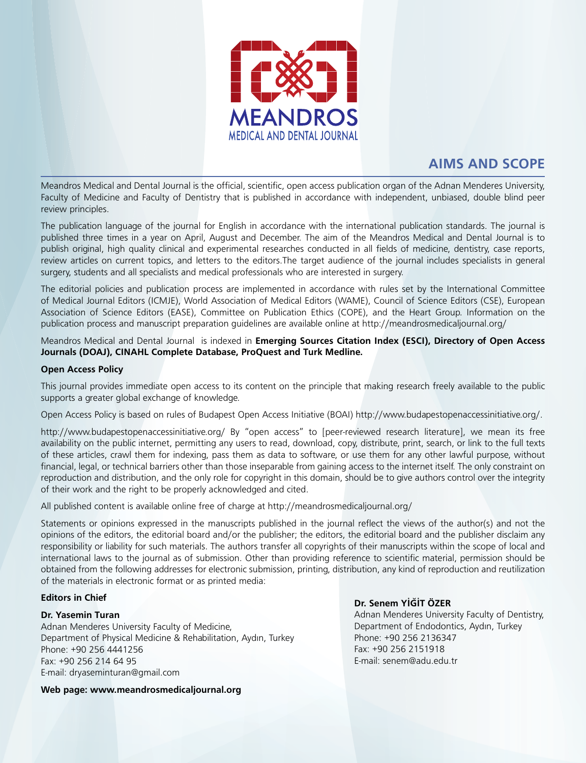# MEANDROS
## MEDICAL AND DENTAL JOURNAL

## AIMS AND SCOPE

Meandros Medical and Dental Journal is the official, scientific, open access publication organ of the Adnan Menderes University, Faculty of Medicine and Faculty of Dentistry that is published in accordance with independent, unbiased, double blind peer review principles.

The publication language of the journal for English in accordance with the international publication standards. The journal is published three times in a year on April, August and December. The aim of the Meandros Medical and Dental Journal is to publish original, high quality clinical and experimental researches conducted in all fields of medicine, dentistry, case reports, review articles on current topics, and letters to the editors.The target audience of the journal includes specialists in general surgery, students and all specialists and medical professionals who are interested in surgery.

The editorial policies and publication process are implemented in accordance with rules set by the International Committee of Medical Journal Editors (ICMJE), World Association of Medical Editors (WAME), Council of Science Editors (CSE), European Association of Science Editors (EASE), Committee on Publication Ethics (COPE), and the Heart Group. Information on the publication process and manuscript preparation guidelines are available online at http://meandrosmedicaljournal.org/

Meandros Medical and Dental Journal is indexed in **Emerging Sources Citation Index (ESCI), Directory of Open Access Journals (DOAJ), CINAHL Complete Database, ProQuest and Turk Medline.**

**Open Access Policy**

This journal provides immediate open access to its content on the principle that making research freely available to the public supports a greater global exchange of knowledge.

Open Access Policy is based on rules of Budapest Open Access Initiative (BOAI) http://www.budapestopenaccessinitiative.org/.

http://www.budapestopenaccessinitiative.org/ By "open access" to [peer-reviewed research literature], we mean its free availability on the public internet, permitting any users to read, download, copy, distribute, print, search, or link to the full texts of these articles, crawl them for indexing, pass them as data to software, or use them for any other lawful purpose, without financial, legal, or technical barriers other than those inseparable from gaining access to the internet itself. The only constraint on reproduction and distribution, and the only role for copyright in this domain, should be to give authors control over the integrity of their work and the right to be properly acknowledged and cited.

All published content is available online free of charge at http://meandrosmedicaljournal.org/

Statements or opinions expressed in the manuscripts published in the journal reflect the views of the author(s) and not the opinions of the editors, the editorial board and/or the publisher; the editors, the editorial board and the publisher disclaim any responsibility or liability for such materials. The authors transfer all copyrights of their manuscripts within the scope of local and international laws to the journal as of submission. Other than providing reference to scientific material, permission should be obtained from the following addresses for electronic submission, printing, distribution, any kind of reproduction and reutilization of the materials in electronic format or as printed media:

**Editors in Chief**

**Dr. Yasemin Turan**
Adnan Menderes University Faculty of Medicine,
Department of Physical Medicine & Rehabilitation, Aydın, Turkey
Phone: +90 256 4441256
Fax: +90 256 214 64 95
E-mail: dryaseminturan@gmail.com

**Dr. Senem YİĞİT ÖZER**
Adnan Menderes University Faculty of Dentistry,
Department of Endodontics, Aydın, Turkey
Phone: +90 256 2136347
Fax: +90 256 2151918
E-mail: senem@adu.edu.tr

**Web page: www.meandrosmedicaljournal.org**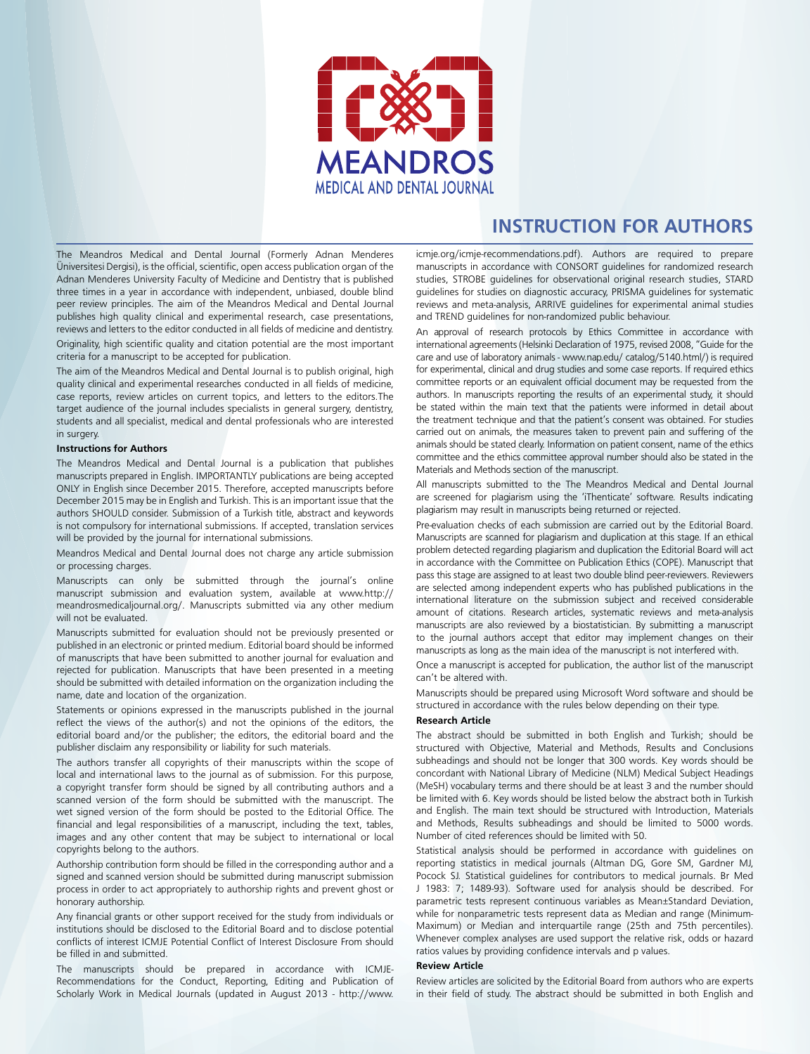# INSTRUCTION FOR AUTHORS

The Meandros Medical and Dental Journal (Formerly Adnan Menderes Üniversitesi Dergisi), is the official, scientific, open access publication organ of the Adnan Menderes University Faculty of Medicine and Dentistry that is published three times in a year in accordance with independent, unbiased, double blind peer review principles. The aim of the Meandros Medical and Dental Journal publishes high quality clinical and experimental research, case presentations, reviews and letters to the editor conducted in all fields of medicine and dentistry.

Originality, high scientific quality and citation potential are the most important criteria for a manuscript to be accepted for publication.

The aim of the Meandros Medical and Dental Journal is to publish original, high quality clinical and experimental researches conducted in all fields of medicine, case reports, review articles on current topics, and letters to the editors.The target audience of the journal includes specialists in general surgery, dentistry, students and all specialist, medical and dental professionals who are interested in surgery.

**Instructions for Authors**

The Meandros Medical and Dental Journal is a publication that publishes manuscripts prepared in English. IMPORTANTLY publications are being accepted ONLY in English since December 2015. Therefore, accepted manuscripts before December 2015 may be in English and Turkish. This is an important issue that the authors SHOULD consider. Submission of a Turkish title, abstract and keywords is not compulsory for international submissions. If accepted, translation services will be provided by the journal for international submissions.

Meandros Medical and Dental Journal does not charge any article submission or processing charges.

Manuscripts can only be submitted through the journal's online manuscript submission and evaluation system, available at www.http://meandrosmedicaljournal.org/. Manuscripts submitted via any other medium will not be evaluated.

Manuscripts submitted for evaluation should not be previously presented or published in an electronic or printed medium. Editorial board should be informed of manuscripts that have been submitted to another journal for evaluation and rejected for publication. Manuscripts that have been presented in a meeting should be submitted with detailed information on the organization including the name, date and location of the organization.

Statements or opinions expressed in the manuscripts published in the journal reflect the views of the author(s) and not the opinions of the editors, the editorial board and/or the publisher; the editors, the editorial board and the publisher disclaim any responsibility or liability for such materials.

The authors transfer all copyrights of their manuscripts within the scope of local and international laws to the journal as of submission. For this purpose, a copyright transfer form should be signed by all contributing authors and a scanned version of the form should be submitted with the manuscript. The wet signed version of the form should be posted to the Editorial Office. The financial and legal responsibilities of a manuscript, including the text, tables, images and any other content that may be subject to international or local copyrights belong to the authors.

Authorship contribution form should be filled in the corresponding author and a signed and scanned version should be submitted during manuscript submission process in order to act appropriately to authorship rights and prevent ghost or honorary authorship.

Any financial grants or other support received for the study from individuals or institutions should be disclosed to the Editorial Board and to disclose potential conflicts of interest ICMJE Potential Conflict of Interest Disclosure From should be filled in and submitted.

The manuscripts should be prepared in accordance with ICMJE-Recommendations for the Conduct, Reporting, Editing and Publication of Scholarly Work in Medical Journals (updated in August 2013 - http://www.icmje.org/icmje-recommendations.pdf). Authors are required to prepare manuscripts in accordance with CONSORT guidelines for randomized research studies, STROBE guidelines for observational original research studies, STARD guidelines for studies on diagnostic accuracy, PRISMA guidelines for systematic reviews and meta-analysis, ARRIVE guidelines for experimental animal studies and TREND guidelines for non-randomized public behaviour.

An approval of research protocols by Ethics Committee in accordance with international agreements (Helsinki Declaration of 1975, revised 2008, "Guide for the care and use of laboratory animals - www.nap.edu/ catalog/5140.html/) is required for experimental, clinical and drug studies and some case reports. If required ethics committee reports or an equivalent official document may be requested from the authors. In manuscripts reporting the results of an experimental study, it should be stated within the main text that the patients were informed in detail about the treatment technique and that the patient's consent was obtained. For studies carried out on animals, the measures taken to prevent pain and suffering of the animals should be stated clearly. Information on patient consent, name of the ethics committee and the ethics committee approval number should also be stated in the Materials and Methods section of the manuscript.

All manuscripts submitted to the The Meandros Medical and Dental Journal are screened for plagiarism using the 'iThenticate' software. Results indicating plagiarism may result in manuscripts being returned or rejected.

Pre-evaluation checks of each submission are carried out by the Editorial Board. Manuscripts are scanned for plagiarism and duplication at this stage. If an ethical problem detected regarding plagiarism and duplication the Editorial Board will act in accordance with the Committee on Publication Ethics (COPE). Manuscript that pass this stage are assigned to at least two double blind peer-reviewers. Reviewers are selected among independent experts who has published publications in the international literature on the submission subject and received considerable amount of citations. Research articles, systematic reviews and meta-analysis manuscripts are also reviewed by a biostatistician. By submitting a manuscript to the journal authors accept that editor may implement changes on their manuscripts as long as the main idea of the manuscript is not interfered with.

Once a manuscript is accepted for publication, the author list of the manuscript can't be altered with.

Manuscripts should be prepared using Microsoft Word software and should be structured in accordance with the rules below depending on their type.

**Research Article**

The abstract should be submitted in both English and Turkish; should be structured with Objective, Material and Methods, Results and Conclusions subheadings and should not be longer that 300 words. Key words should be concordant with National Library of Medicine (NLM) Medical Subject Headings (MeSH) vocabulary terms and there should be at least 3 and the number should be limited with 6. Key words should be listed below the abstract both in Turkish and English. The main text should be structured with Introduction, Materials and Methods, Results subheadings and should be limited to 5000 words. Number of cited references should be limited with 50.

Statistical analysis should be performed in accordance with guidelines on reporting statistics in medical journals (Altman DG, Gore SM, Gardner MJ, Pocock SJ. Statistical guidelines for contributors to medical journals. Br Med J 1983: 7; 1489-93). Software used for analysis should be described. For parametric tests represent continuous variables as Mean±Standard Deviation, while for nonparametric tests represent data as Median and range (Minimum-Maximum) or Median and interquartile range (25th and 75th percentiles). Whenever complex analyses are used support the relative risk, odds or hazard ratios values by providing confidence intervals and p values.

**Review Article**

Review articles are solicited by the Editorial Board from authors who are experts in their field of study. The abstract should be submitted in both English and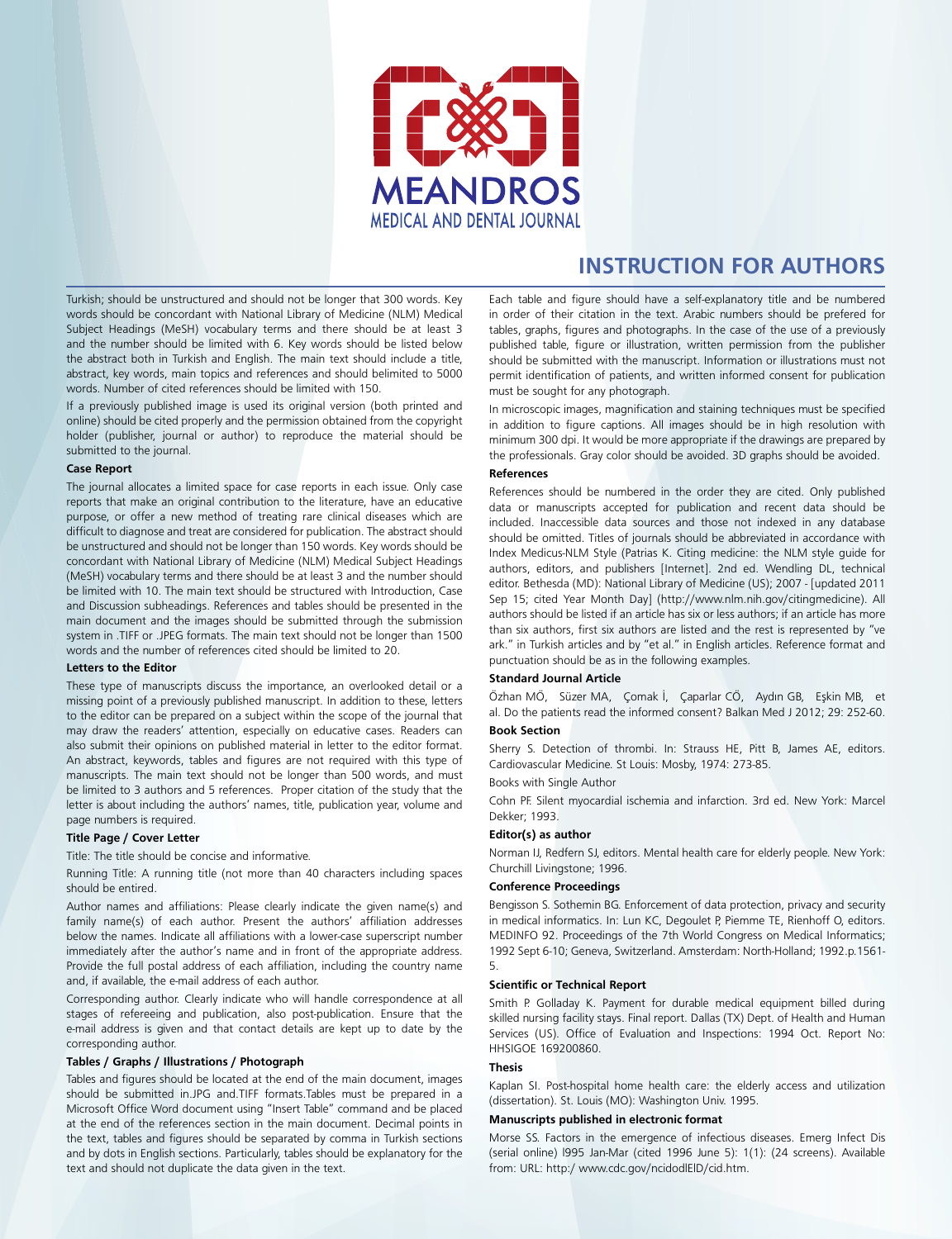# INSTRUCTION FOR AUTHORS

Turkish; should be unstructured and should not be longer that 300 words. Key words should be concordant with National Library of Medicine (NLM) Medical Subject Headings (MeSH) vocabulary terms and there should be at least 3 and the number should be limited with 6. Key words should be listed below the abstract both in Turkish and English. The main text should include a title, abstract, key words, main topics and references and should belimited to 5000 words. Number of cited references should be limited with 150.

If a previously published image is used its original version (both printed and online) should be cited properly and the permission obtained from the copyright holder (publisher, journal or author) to reproduce the material should be submitted to the journal.

**Case Report**

The journal allocates a limited space for case reports in each issue. Only case reports that make an original contribution to the literature, have an educative purpose, or offer a new method of treating rare clinical diseases which are difficult to diagnose and treat are considered for publication. The abstract should be unstructured and should not be longer than 150 words. Key words should be concordant with National Library of Medicine (NLM) Medical Subject Headings (MeSH) vocabulary terms and there should be at least 3 and the number should be limited with 10. The main text should be structured with Introduction, Case and Discussion subheadings. References and tables should be presented in the main document and the images should be submitted through the submission system in .TIFF or .JPEG formats. The main text should not be longer than 1500 words and the number of references cited should be limited to 20.

**Letters to the Editor**

These type of manuscripts discuss the importance, an overlooked detail or a missing point of a previously published manuscript. In addition to these, letters to the editor can be prepared on a subject within the scope of the journal that may draw the readers' attention, especially on educative cases. Readers can also submit their opinions on published material in letter to the editor format. An abstract, keywords, tables and figures are not required with this type of manuscripts. The main text should not be longer than 500 words, and must be limited to 3 authors and 5 references. Proper citation of the study that the letter is about including the authors' names, title, publication year, volume and page numbers is required.

**Title Page / Cover Letter**

Title: The title should be concise and informative.

Running Title: A running title (not more than 40 characters including spaces should be entired.

Author names and affiliations: Please clearly indicate the given name(s) and family name(s) of each author. Present the authors' affiliation addresses below the names. Indicate all affiliations with a lower-case superscript number immediately after the author's name and in front of the appropriate address. Provide the full postal address of each affiliation, including the country name and, if available, the e-mail address of each author.

Corresponding author. Clearly indicate who will handle correspondence at all stages of refereeing and publication, also post-publication. Ensure that the e-mail address is given and that contact details are kept up to date by the corresponding author.

**Tables / Graphs / Illustrations / Photograph**

Tables and figures should be located at the end of the main document, images should be submitted in.JPG and.TIFF formats.Tables must be prepared in a Microsoft Office Word document using "Insert Table" command and be placed at the end of the references section in the main document. Decimal points in the text, tables and figures should be separated by comma in Turkish sections and by dots in English sections. Particularly, tables should be explanatory for the text and should not duplicate the data given in the text.

Each table and figure should have a self-explanatory title and be numbered in order of their citation in the text. Arabic numbers should be prefered for tables, graphs, figures and photographs. In the case of the use of a previously published table, figure or illustration, written permission from the publisher should be submitted with the manuscript. Information or illustrations must not permit identification of patients, and written informed consent for publication must be sought for any photograph.

In microscopic images, magnification and staining techniques must be specified in addition to figure captions. All images should be in high resolution with minimum 300 dpi. It would be more appropriate if the drawings are prepared by the professionals. Gray color should be avoided. 3D graphs should be avoided.

**References**

References should be numbered in the order they are cited. Only published data or manuscripts accepted for publication and recent data should be included. Inaccessible data sources and those not indexed in any database should be omitted. Titles of journals should be abbreviated in accordance with Index Medicus-NLM Style (Patrias K. Citing medicine: the NLM style guide for authors, editors, and publishers [Internet]. 2nd ed. Wendling DL, technical editor. Bethesda (MD): National Library of Medicine (US); 2007 - [updated 2011 Sep 15; cited Year Month Day] (http://www.nlm.nih.gov/citingmedicine). All authors should be listed if an article has six or less authors; if an article has more than six authors, first six authors are listed and the rest is represented by "ve ark." in Turkish articles and by "et al." in English articles. Reference format and punctuation should be as in the following examples.

**Standard Journal Article**

Özhan MÖ, Süzer MA, Çomak İ, Çaparlar CÖ, Aydın GB, Eşkin MB, et al. Do the patients read the informed consent? Balkan Med J 2012; 29: 252-60.

**Book Section**

Sherry S. Detection of thrombi. In: Strauss HE, Pitt B, James AE, editors. Cardiovascular Medicine. St Louis: Mosby, 1974: 273-85.

Books with Single Author

Cohn PF. Silent myocardial ischemia and infarction. 3rd ed. New York: Marcel Dekker; 1993.

**Editor(s) as author**

Norman IJ, Redfern SJ, editors. Mental health care for elderly people. New York: Churchill Livingstone; 1996.

**Conference Proceedings**

Bengisson S. Sothemin BG. Enforcement of data protection, privacy and security in medical informatics. In: Lun KC, Degoulet P, Piemme TE, Rienhoff O, editors. MEDINFO 92. Proceedings of the 7th World Congress on Medical Informatics; 1992 Sept 6-10; Geneva, Switzerland. Amsterdam: North-Holland; 1992.p.1561-5.

**Scientific or Technical Report**

Smith P. Golladay K. Payment for durable medical equipment billed during skilled nursing facility stays. Final report. Dallas (TX) Dept. of Health and Human Services (US). Office of Evaluation and Inspections: 1994 Oct. Report No: HHSIGOE 169200860.

**Thesis**

Kaplan SI. Post-hospital home health care: the elderly access and utilization (dissertation). St. Louis (MO): Washington Univ. 1995.

**Manuscripts published in electronic format**

Morse SS. Factors in the emergence of infectious diseases. Emerg Infect Dis (serial online) l995 Jan-Mar (cited 1996 June 5): 1(1): (24 screens). Available from: URL: http:/ www.cdc.gov/ncidodlElD/cid.htm.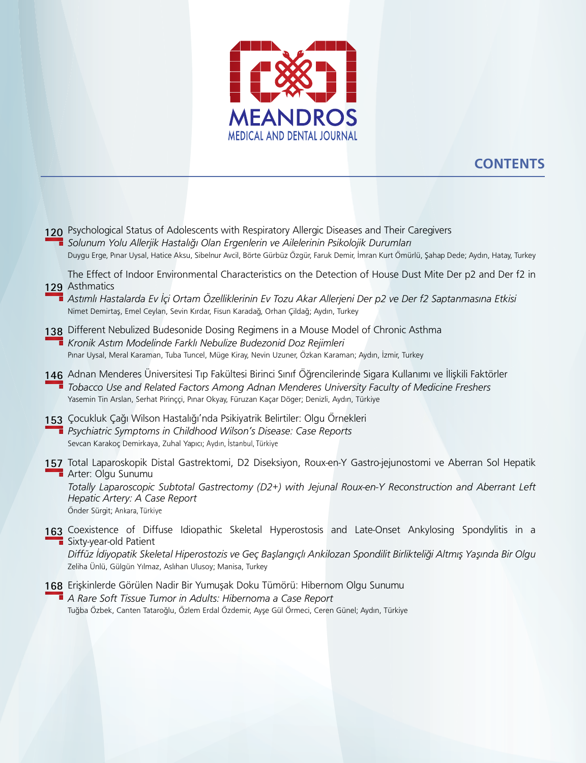# CONTENTS

**120** Psychological Status of Adolescents with Respiratory Allergic Diseases and Their Caregivers
*Solunum Yolu Allerjik Hastalığı Olan Ergenlerin ve Ailelerinin Psikolojik Durumları*
Duygu Erge, Pınar Uysal, Hatice Aksu, Sibelnur Avcil, Börte Gürbüz Özgür, Faruk Demir, İmran Kurt Ömürlü, Şahap Dede; Aydın, Hatay, Turkey

**129** The Effect of Indoor Environmental Characteristics on the Detection of House Dust Mite Der p2 and Der f2 in Asthmatics
*Astımlı Hastalarda Ev İçi Ortam Özelliklerinin Ev Tozu Akar Allerjeni Der p2 ve Der f2 Saptanmasına Etkisi*
Nimet Demirtaş, Emel Ceylan, Sevin Kırdar, Fisun Karadağ, Orhan Çildağ; Aydın, Turkey

**138** Different Nebulized Budesonide Dosing Regimens in a Mouse Model of Chronic Asthma
*Kronik Astım Modelinde Farklı Nebulize Budezonid Doz Rejimleri*
Pınar Uysal, Meral Karaman, Tuba Tuncel, Müge Kiray, Nevin Uzuner, Özkan Karaman; Aydın, İzmir, Turkey

**146** Adnan Menderes Üniversitesi Tıp Fakültesi Birinci Sınıf Öğrencilerinde Sigara Kullanımı ve İlişkili Faktörler
*Tobacco Use and Related Factors Among Adnan Menderes University Faculty of Medicine Freshers*
Yasemin Tin Arslan, Serhat Pirinççi, Pınar Okyay, Füruzan Kaçar Döger; Denizli, Aydın, Türkiye

**153** Çocukluk Çağı Wilson Hastalığı'nda Psikiyatrik Belirtiler: Olgu Örnekleri
*Psychiatric Symptoms in Childhood Wilson's Disease: Case Reports*
Sevcan Karakoç Demirkaya, Zuhal Yapıcı; Aydın, İstanbul, Türkiye

**157** Total Laparoskopik Distal Gastrektomi, D2 Diseksiyon, Roux-en-Y Gastro-jejunostomi ve Aberran Sol Hepatik Arter: Olgu Sunumu
*Totally Laparoscopic Subtotal Gastrectomy (D2+) with Jejunal Roux-en-Y Reconstruction and Aberrant Left Hepatic Artery: A Case Report*
Önder Sürgit; Ankara, Türkiye

**163** Coexistence of Diffuse Idiopathic Skeletal Hyperostosis and Late-Onset Ankylosing Spondylitis in a Sixty-year-old Patient
*Diffüz İdiyopatik Skeletal Hiperostozis ve Geç Başlangıçlı Ankilozan Spondilit Birlikteliği Altmış Yaşında Bir Olgu*
Zeliha Ünlü, Gülgün Yılmaz, Aslıhan Ulusoy; Manisa, Turkey

**168** Erişkinlerde Görülen Nadir Bir Yumuşak Doku Tümörü: Hibernom Olgu Sunumu
*A Rare Soft Tissue Tumor in Adults: Hibernoma a Case Report*
Tuğba Özbek, Canten Tataroğlu, Özlem Erdal Özdemir, Ayşe Gül Örmeci, Ceren Günel; Aydın, Türkiye